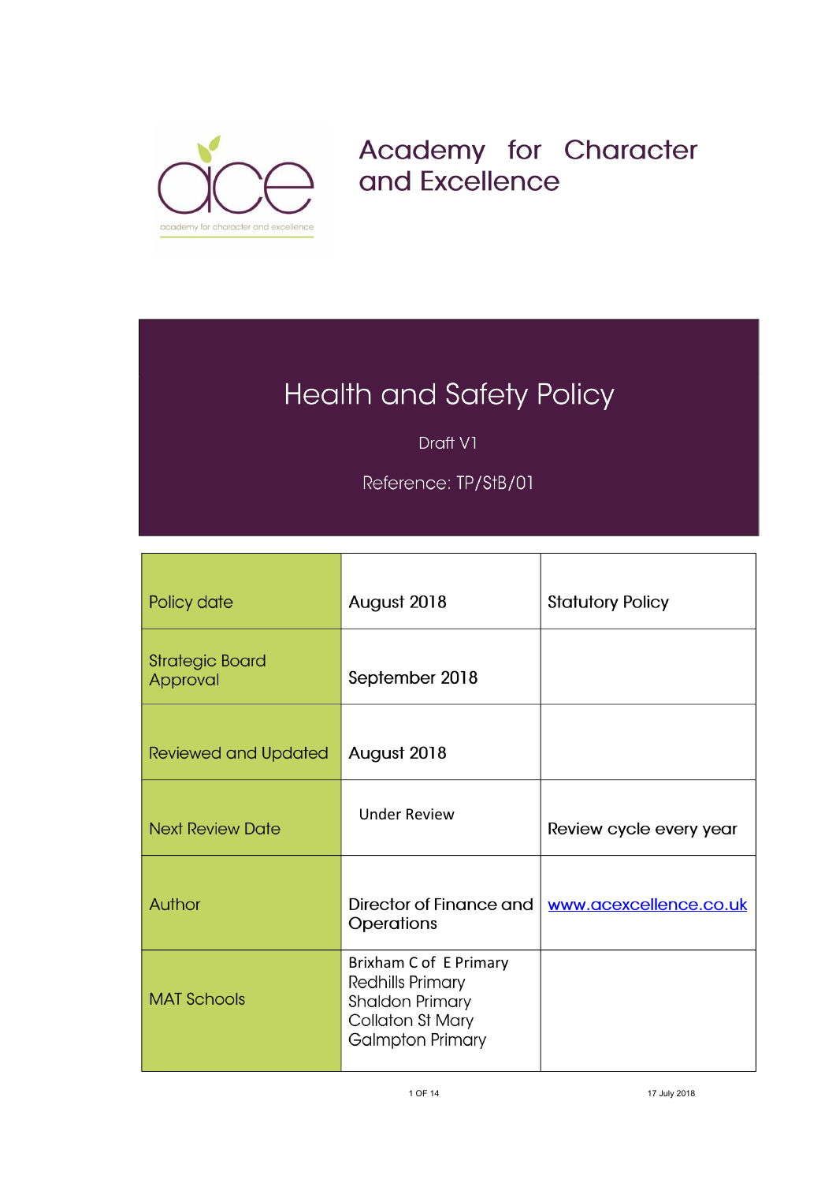# Academy for Character and Excellence

# Health and Safety Policy

Draft V1

Reference: TP/StB/01

| Policy date | August 2018 | Statutory Policy |
|---|---|---|
| Strategic Board Approval | September 2018 | |
| Reviewed and Updated | August 2018 | |
| Next Review Date | Under Review | Review cycle every year |
| Author | Director of Finance and Operations | www.acexcellence.co.uk |
| MAT Schools | Brixham C of E Primary<br>Redhills Primary<br>Shaldon Primary<br>Collaton St Mary<br>Galmpton Primary | |

17 July 2018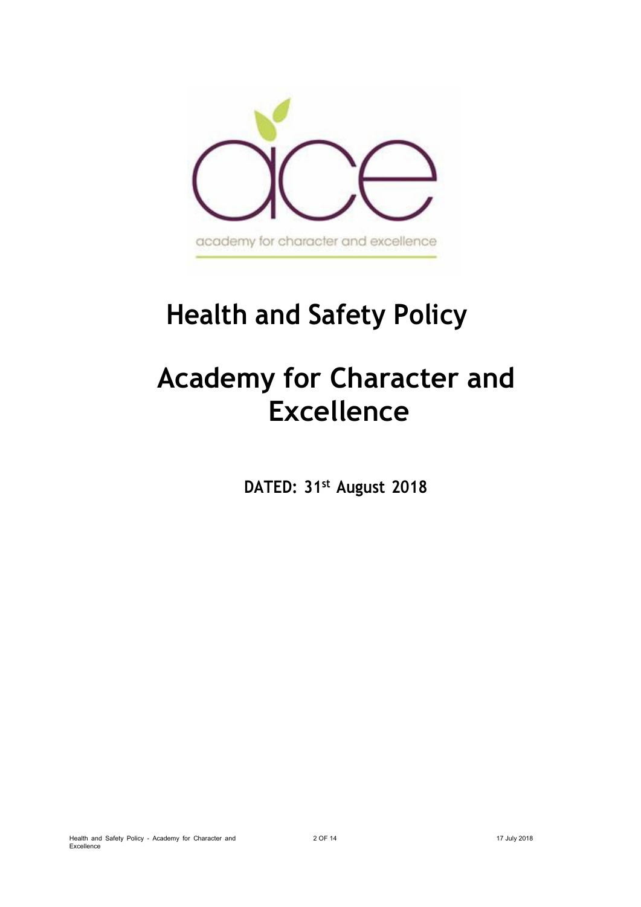# Health and Safety Policy

# Academy for Character and Excellence

**DATED: 31st August 2018**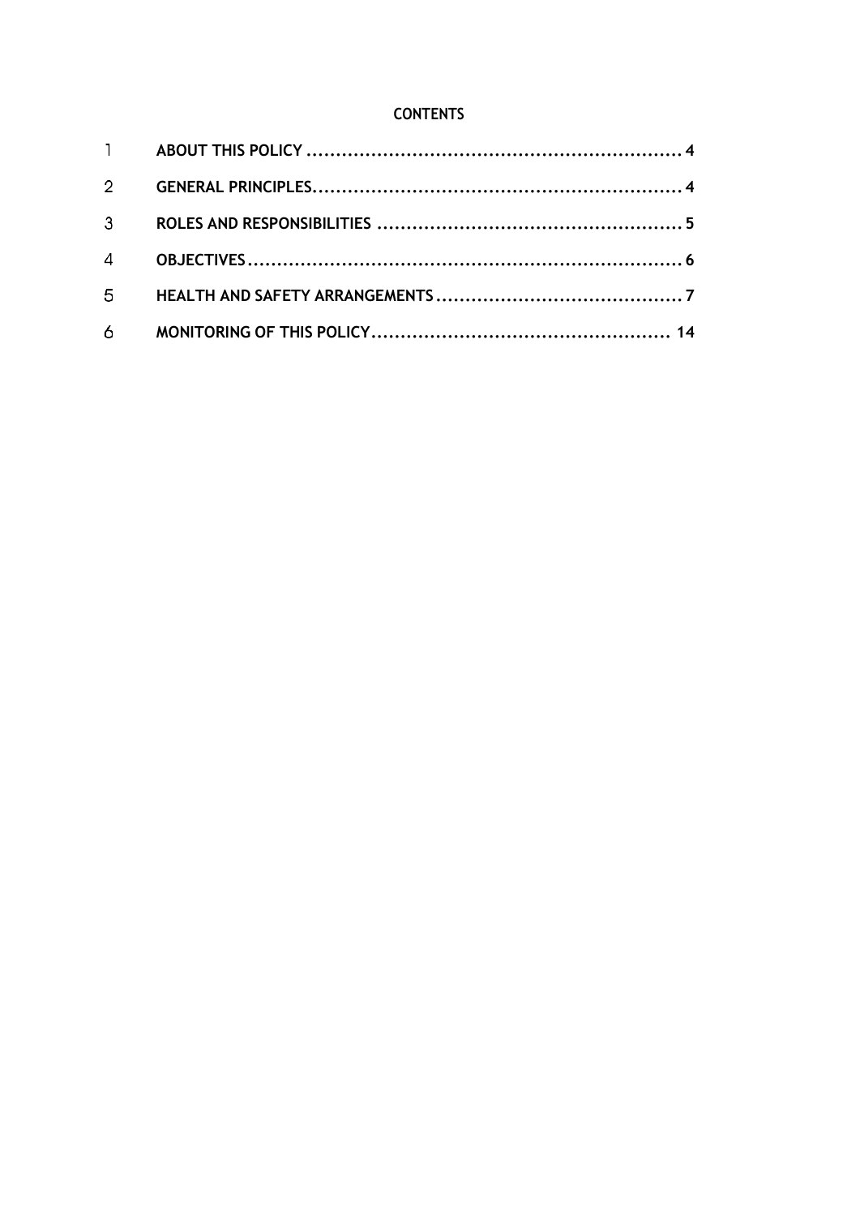**CONTENTS**

| | | |
|---|---|---|
| 1 | **ABOUT THIS POLICY** | **4** |
| 2 | **GENERAL PRINCIPLES** | **4** |
| 3 | **ROLES AND RESPONSIBILITIES** | **5** |
| 4 | **OBJECTIVES** | **6** |
| 5 | **HEALTH AND SAFETY ARRANGEMENTS** | **7** |
| 6 | **MONITORING OF THIS POLICY** | **14** |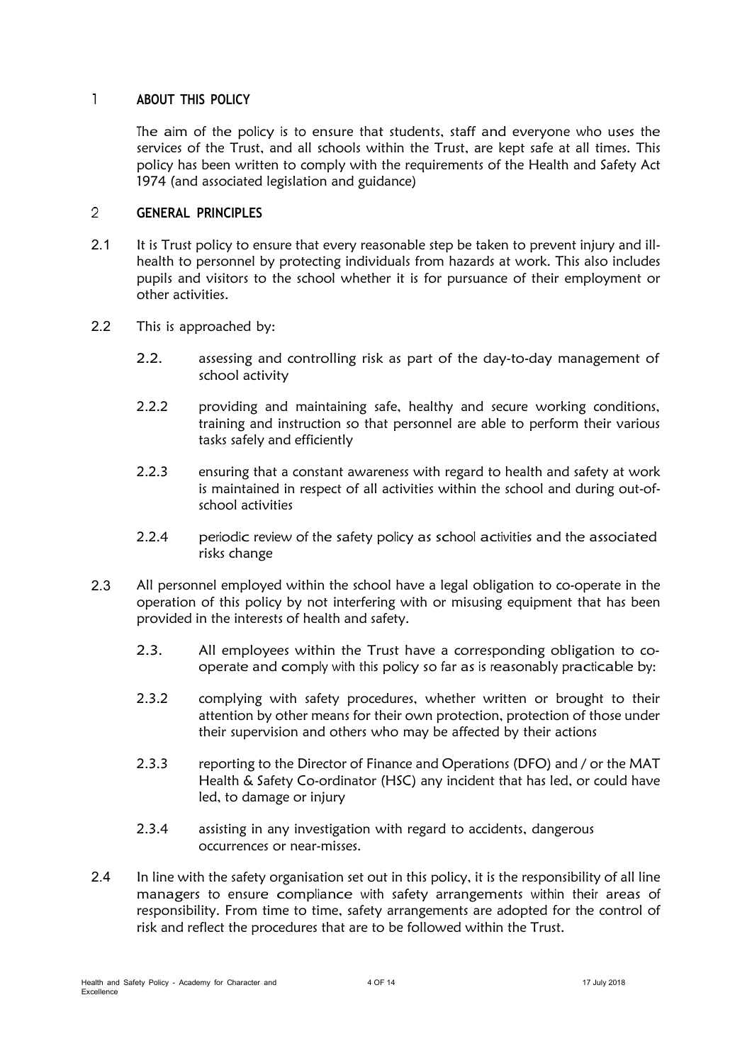## 1 ABOUT THIS POLICY

The aim of the policy is to ensure that students, staff and everyone who uses the services of the Trust, and all schools within the Trust, are kept safe at all times. This policy has been written to comply with the requirements of the Health and Safety Act 1974 (and associated legislation and guidance)

## 2 GENERAL PRINCIPLES

2.1 It is Trust policy to ensure that every reasonable step be taken to prevent injury and ill-health to personnel by protecting individuals from hazards at work. This also includes pupils and visitors to the school whether it is for pursuance of their employment or other activities.

2.2 This is approached by:

2.2. assessing and controlling risk as part of the day-to-day management of school activity

2.2.2 providing and maintaining safe, healthy and secure working conditions, training and instruction so that personnel are able to perform their various tasks safely and efficiently

2.2.3 ensuring that a constant awareness with regard to health and safety at work is maintained in respect of all activities within the school and during out-of-school activities

2.2.4 periodic review of the safety policy as school activities and the associated risks change

2.3 All personnel employed within the school have a legal obligation to co-operate in the operation of this policy by not interfering with or misusing equipment that has been provided in the interests of health and safety.

2.3. All employees within the Trust have a corresponding obligation to co-operate and comply with this policy so far as is reasonably practicable by:

2.3.2 complying with safety procedures, whether written or brought to their attention by other means for their own protection, protection of those under their supervision and others who may be affected by their actions

2.3.3 reporting to the Director of Finance and Operations (DFO) and / or the MAT Health & Safety Co-ordinator (HSC) any incident that has led, or could have led, to damage or injury

2.3.4 assisting in any investigation with regard to accidents, dangerous occurrences or near-misses.

2.4 In line with the safety organisation set out in this policy, it is the responsibility of all line managers to ensure compliance with safety arrangements within their areas of responsibility. From time to time, safety arrangements are adopted for the control of risk and reflect the procedures that are to be followed within the Trust.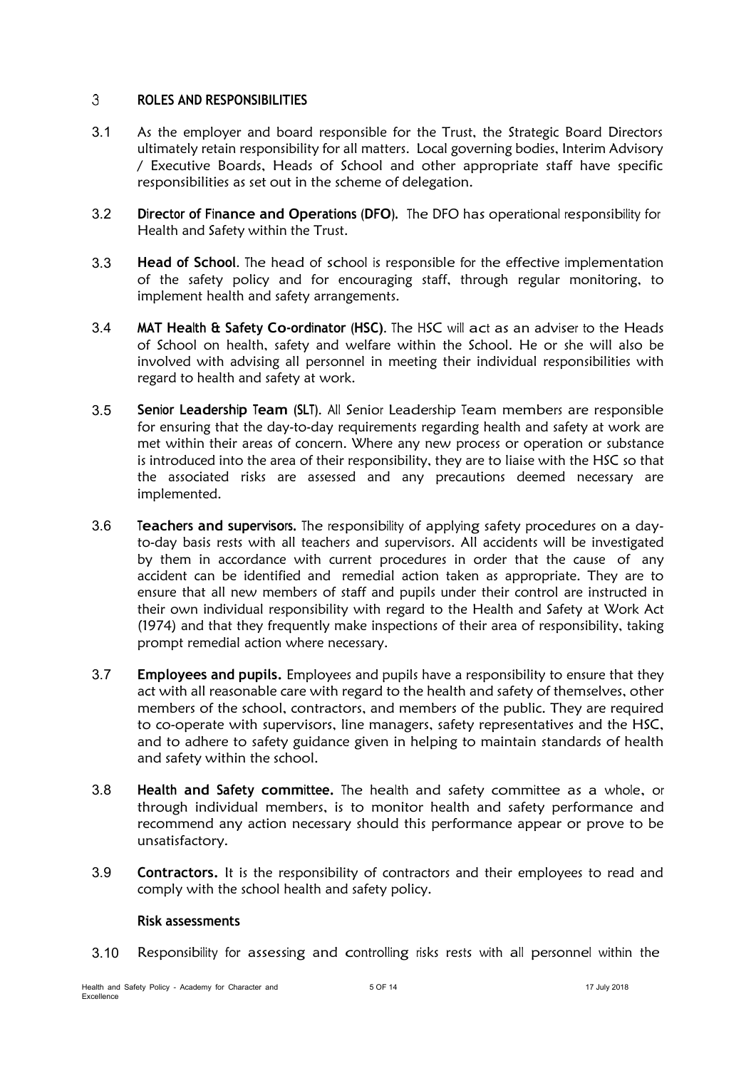## 3 ROLES AND RESPONSIBILITIES

3.1 As the employer and board responsible for the Trust, the Strategic Board Directors ultimately retain responsibility for all matters. Local governing bodies, Interim Advisory / Executive Boards, Heads of School and other appropriate staff have specific responsibilities as set out in the scheme of delegation.

3.2 **Director of Finance and Operations (DFO).** The DFO has operational responsibility for Health and Safety within the Trust.

3.3 **Head of School**. The head of school is responsible for the effective implementation of the safety policy and for encouraging staff, through regular monitoring, to implement health and safety arrangements.

3.4 **MAT Health & Safety Co-ordinator (HSC)**. The HSC will act as an adviser to the Heads of School on health, safety and welfare within the School. He or she will also be involved with advising all personnel in meeting their individual responsibilities with regard to health and safety at work.

3.5 **Senior Leadership Team (SLT)**. All Senior Leadership Team members are responsible for ensuring that the day-to-day requirements regarding health and safety at work are met within their areas of concern. Where any new process or operation or substance is introduced into the area of their responsibility, they are to liaise with the HSC so that the associated risks are assessed and any precautions deemed necessary are implemented.

3.6 **Teachers and supervisors.** The responsibility of applying safety procedures on a day-to-day basis rests with all teachers and supervisors. All accidents will be investigated by them in accordance with current procedures in order that the cause of any accident can be identified and remedial action taken as appropriate. They are to ensure that all new members of staff and pupils under their control are instructed in their own individual responsibility with regard to the Health and Safety at Work Act (1974) and that they frequently make inspections of their area of responsibility, taking prompt remedial action where necessary.

3.7 **Employees and pupils.** Employees and pupils have a responsibility to ensure that they act with all reasonable care with regard to the health and safety of themselves, other members of the school, contractors, and members of the public. They are required to co-operate with supervisors, line managers, safety representatives and the HSC, and to adhere to safety guidance given in helping to maintain standards of health and safety within the school.

3.8 **Health and Safety committee.** The health and safety committee as a whole, or through individual members, is to monitor health and safety performance and recommend any action necessary should this performance appear or prove to be unsatisfactory.

3.9 **Contractors.** It is the responsibility of contractors and their employees to read and comply with the school health and safety policy.

### Risk assessments

3.10 Responsibility for assessing and controlling risks rests with all personnel within the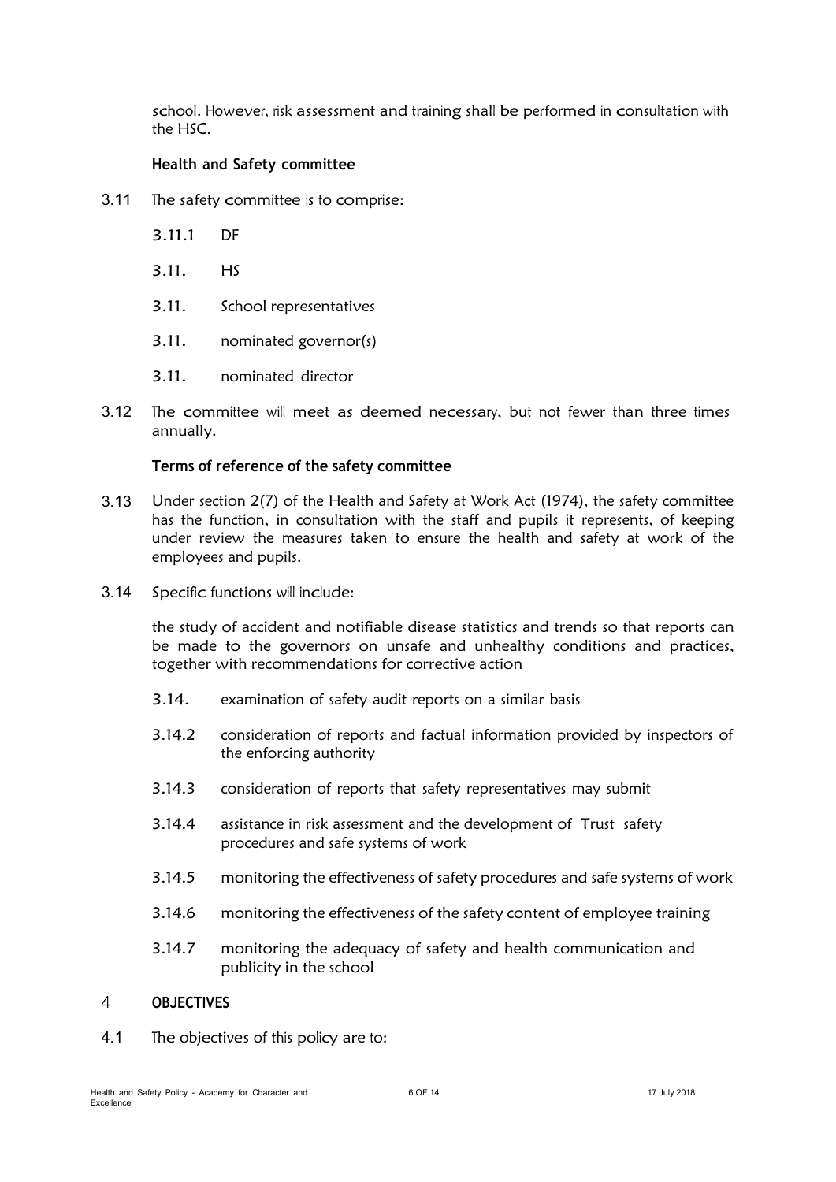school. However, risk assessment and training shall be performed in consultation with the HSC.

**Health and Safety committee**

3.11 The safety committee is to comprise:

3.11.1 DF

3.11. HS

3.11. School representatives

3.11. nominated governor(s)

3.11. nominated director

3.12 The committee will meet as deemed necessary, but not fewer than three times annually.

**Terms of reference of the safety committee**

3.13 Under section 2(7) of the Health and Safety at Work Act (1974), the safety committee has the function, in consultation with the staff and pupils it represents, of keeping under review the measures taken to ensure the health and safety at work of the employees and pupils.

3.14 Specific functions will include:

the study of accident and notifiable disease statistics and trends so that reports can be made to the governors on unsafe and unhealthy conditions and practices, together with recommendations for corrective action

3.14. examination of safety audit reports on a similar basis

3.14.2 consideration of reports and factual information provided by inspectors of the enforcing authority

3.14.3 consideration of reports that safety representatives may submit

3.14.4 assistance in risk assessment and the development of Trust safety procedures and safe systems of work

3.14.5 monitoring the effectiveness of safety procedures and safe systems of work

3.14.6 monitoring the effectiveness of the safety content of employee training

3.14.7 monitoring the adequacy of safety and health communication and publicity in the school

## 4 OBJECTIVES

4.1 The objectives of this policy are to: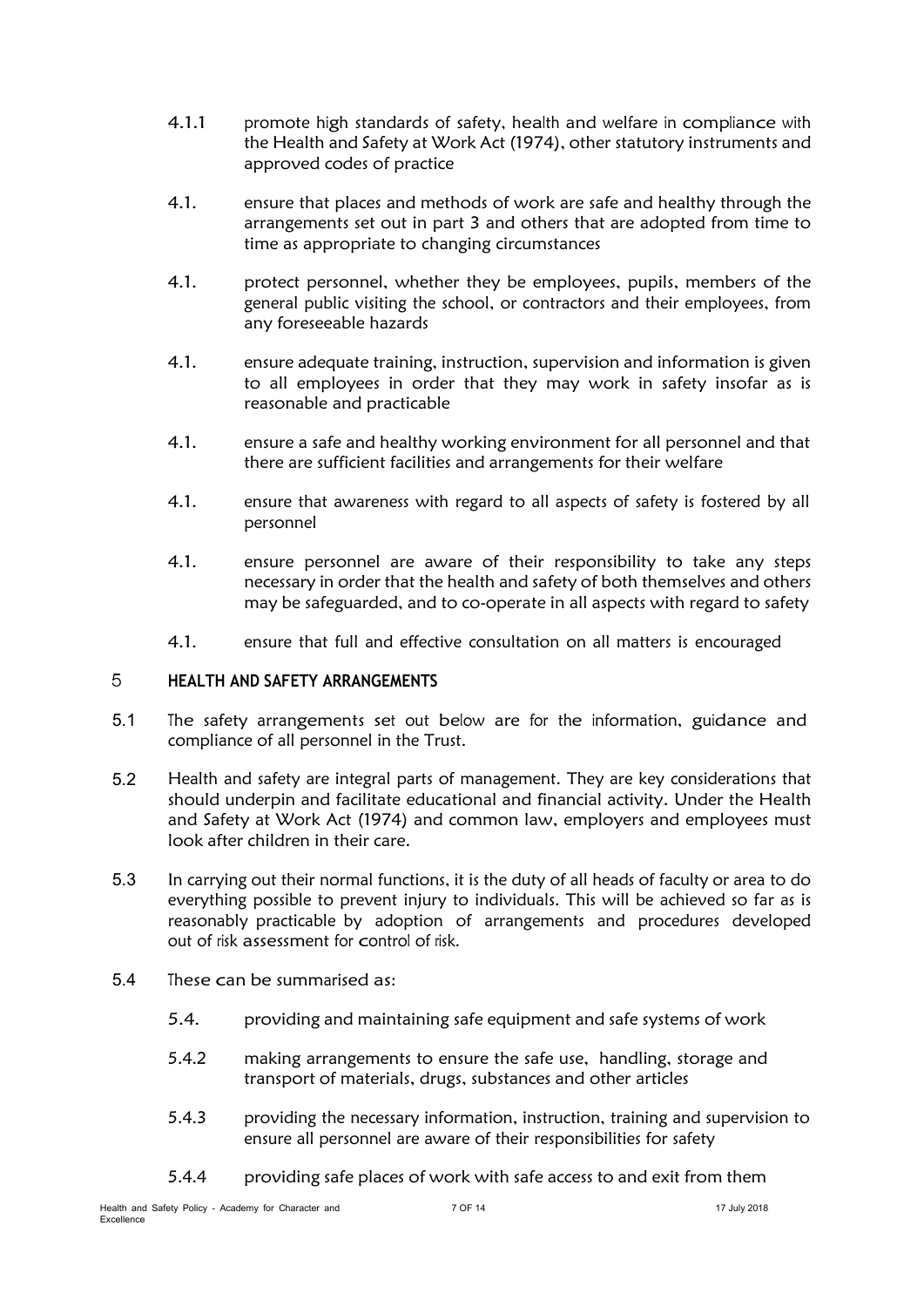4.1.1 promote high standards of safety, health and welfare in compliance with the Health and Safety at Work Act (1974), other statutory instruments and approved codes of practice

4.1. ensure that places and methods of work are safe and healthy through the arrangements set out in part 3 and others that are adopted from time to time as appropriate to changing circumstances

4.1. protect personnel, whether they be employees, pupils, members of the general public visiting the school, or contractors and their employees, from any foreseeable hazards

4.1. ensure adequate training, instruction, supervision and information is given to all employees in order that they may work in safety insofar as is reasonable and practicable

4.1. ensure a safe and healthy working environment for all personnel and that there are sufficient facilities and arrangements for their welfare

4.1. ensure that awareness with regard to all aspects of safety is fostered by all personnel

4.1. ensure personnel are aware of their responsibility to take any steps necessary in order that the health and safety of both themselves and others may be safeguarded, and to co-operate in all aspects with regard to safety

4.1. ensure that full and effective consultation on all matters is encouraged

## 5 HEALTH AND SAFETY ARRANGEMENTS

5.1 The safety arrangements set out below are for the information, guidance and compliance of all personnel in the Trust.

5.2 Health and safety are integral parts of management. They are key considerations that should underpin and facilitate educational and financial activity. Under the Health and Safety at Work Act (1974) and common law, employers and employees must look after children in their care.

5.3 In carrying out their normal functions, it is the duty of all heads of faculty or area to do everything possible to prevent injury to individuals. This will be achieved so far as is reasonably practicable by adoption of arrangements and procedures developed out of risk assessment for control of risk.

5.4 These can be summarised as:

5.4. providing and maintaining safe equipment and safe systems of work

5.4.2 making arrangements to ensure the safe use, handling, storage and transport of materials, drugs, substances and other articles

5.4.3 providing the necessary information, instruction, training and supervision to ensure all personnel are aware of their responsibilities for safety

5.4.4 providing safe places of work with safe access to and exit from them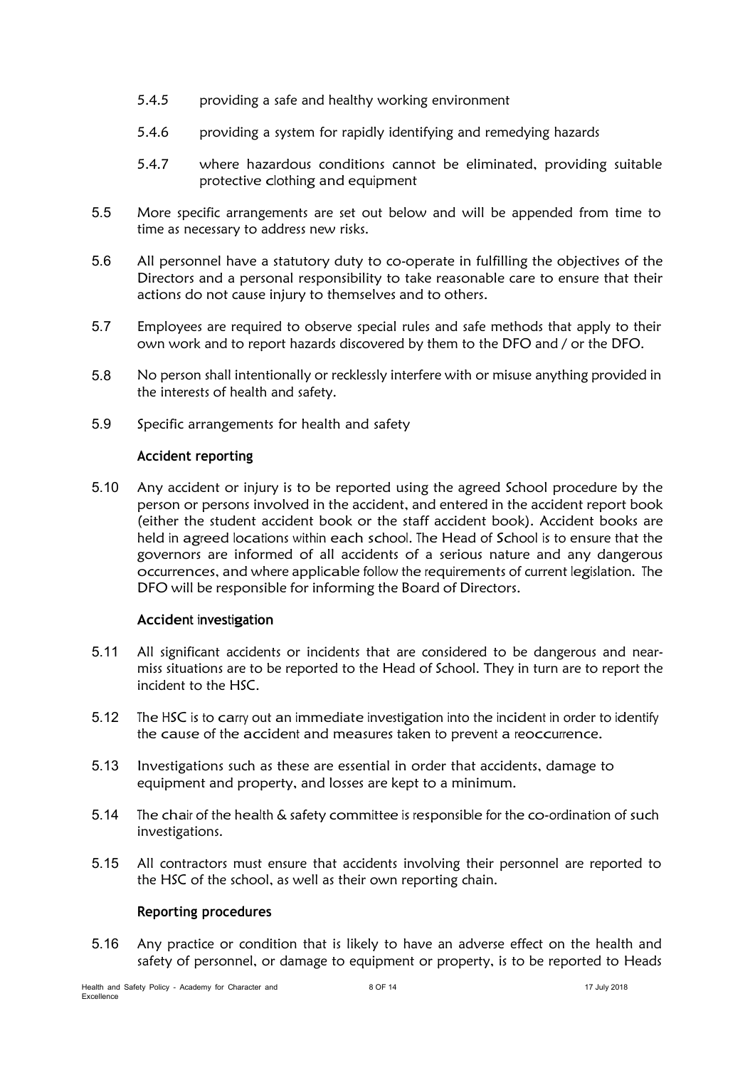5.4.5 providing a safe and healthy working environment

5.4.6 providing a system for rapidly identifying and remedying hazards

5.4.7 where hazardous conditions cannot be eliminated, providing suitable protective clothing and equipment

5.5 More specific arrangements are set out below and will be appended from time to time as necessary to address new risks.

5.6 All personnel have a statutory duty to co-operate in fulfilling the objectives of the Directors and a personal responsibility to take reasonable care to ensure that their actions do not cause injury to themselves and to others.

5.7 Employees are required to observe special rules and safe methods that apply to their own work and to report hazards discovered by them to the DFO and / or the DFO.

5.8 No person shall intentionally or recklessly interfere with or misuse anything provided in the interests of health and safety.

5.9 Specific arrangements for health and safety

**Accident reporting**

5.10 Any accident or injury is to be reported using the agreed School procedure by the person or persons involved in the accident, and entered in the accident report book (either the student accident book or the staff accident book). Accident books are held in agreed locations within each school. The Head of School is to ensure that the governors are informed of all accidents of a serious nature and any dangerous occurrences, and where applicable follow the requirements of current legislation. The DFO will be responsible for informing the Board of Directors.

**Accident investigation**

5.11 All significant accidents or incidents that are considered to be dangerous and near-miss situations are to be reported to the Head of School. They in turn are to report the incident to the HSC.

5.12 The HSC is to carry out an immediate investigation into the incident in order to identify the cause of the accident and measures taken to prevent a reoccurrence.

5.13 Investigations such as these are essential in order that accidents, damage to equipment and property, and losses are kept to a minimum.

5.14 The chair of the health & safety committee is responsible for the co-ordination of such investigations.

5.15 All contractors must ensure that accidents involving their personnel are reported to the HSC of the school, as well as their own reporting chain.

**Reporting procedures**

5.16 Any practice or condition that is likely to have an adverse effect on the health and safety of personnel, or damage to equipment or property, is to be reported to Heads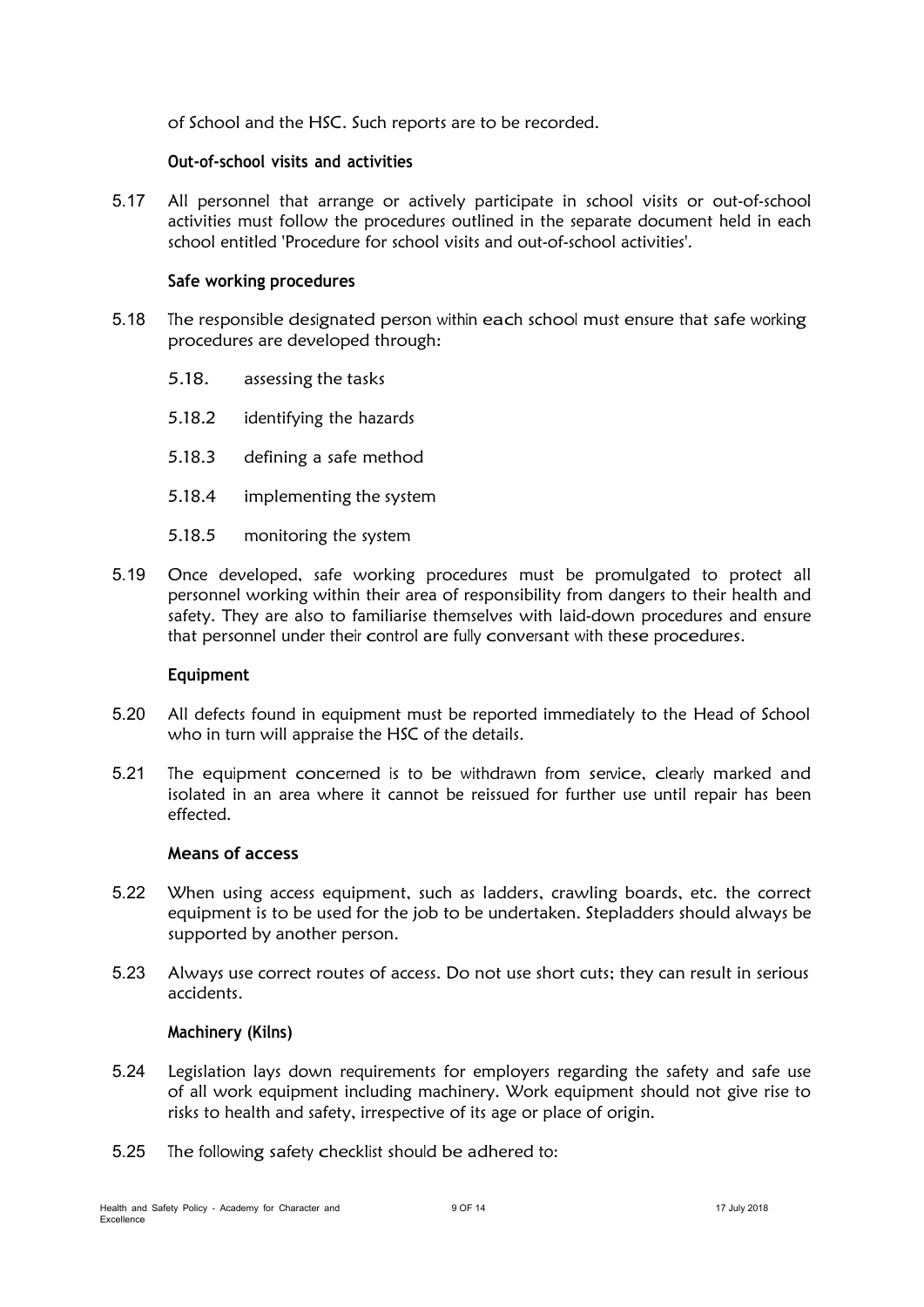of School and the HSC. Such reports are to be recorded.

### Out-of-school visits and activities

5.17 All personnel that arrange or actively participate in school visits or out-of-school activities must follow the procedures outlined in the separate document held in each school entitled 'Procedure for school visits and out-of-school activities'.

### Safe working procedures

5.18 The responsible designated person within each school must ensure that safe working procedures are developed through:

- 5.18. assessing the tasks
- 5.18.2 identifying the hazards
- 5.18.3 defining a safe method
- 5.18.4 implementing the system
- 5.18.5 monitoring the system

5.19 Once developed, safe working procedures must be promulgated to protect all personnel working within their area of responsibility from dangers to their health and safety. They are also to familiarise themselves with laid-down procedures and ensure that personnel under their control are fully conversant with these procedures.

### Equipment

5.20 All defects found in equipment must be reported immediately to the Head of School who in turn will appraise the HSC of the details.

5.21 The equipment concerned is to be withdrawn from service, clearly marked and isolated in an area where it cannot be reissued for further use until repair has been effected.

### Means of access

5.22 When using access equipment, such as ladders, crawling boards, etc. the correct equipment is to be used for the job to be undertaken. Stepladders should always be supported by another person.

5.23 Always use correct routes of access. Do not use short cuts; they can result in serious accidents.

### Machinery (Kilns)

5.24 Legislation lays down requirements for employers regarding the safety and safe use of all work equipment including machinery. Work equipment should not give rise to risks to health and safety, irrespective of its age or place of origin.

5.25 The following safety checklist should be adhered to: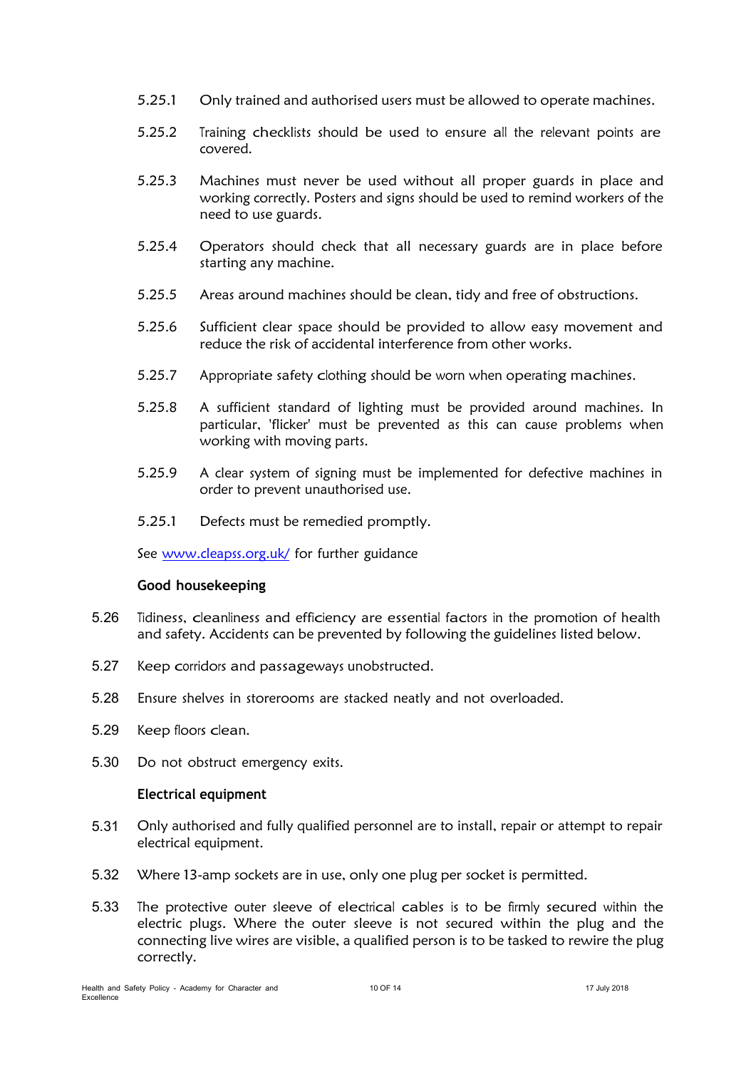5.25.1 Only trained and authorised users must be allowed to operate machines.

5.25.2 Training checklists should be used to ensure all the relevant points are covered.

5.25.3 Machines must never be used without all proper guards in place and working correctly. Posters and signs should be used to remind workers of the need to use guards.

5.25.4 Operators should check that all necessary guards are in place before starting any machine.

5.25.5 Areas around machines should be clean, tidy and free of obstructions.

5.25.6 Sufficient clear space should be provided to allow easy movement and reduce the risk of accidental interference from other works.

5.25.7 Appropriate safety clothing should be worn when operating machines.

5.25.8 A sufficient standard of lighting must be provided around machines. In particular, 'flicker' must be prevented as this can cause problems when working with moving parts.

5.25.9 A clear system of signing must be implemented for defective machines in order to prevent unauthorised use.

5.25.1 Defects must be remedied promptly.

See [www.cleapss.org.uk/](http://www.cleapss.org.uk/) for further guidance

**Good housekeeping**

5.26 Tidiness, cleanliness and efficiency are essential factors in the promotion of health and safety. Accidents can be prevented by following the guidelines listed below.

5.27 Keep corridors and passageways unobstructed.

5.28 Ensure shelves in storerooms are stacked neatly and not overloaded.

5.29 Keep floors clean.

5.30 Do not obstruct emergency exits.

**Electrical equipment**

5.31 Only authorised and fully qualified personnel are to install, repair or attempt to repair electrical equipment.

5.32 Where 13-amp sockets are in use, only one plug per socket is permitted.

5.33 The protective outer sleeve of electrical cables is to be firmly secured within the electric plugs. Where the outer sleeve is not secured within the plug and the connecting live wires are visible, a qualified person is to be tasked to rewire the plug correctly.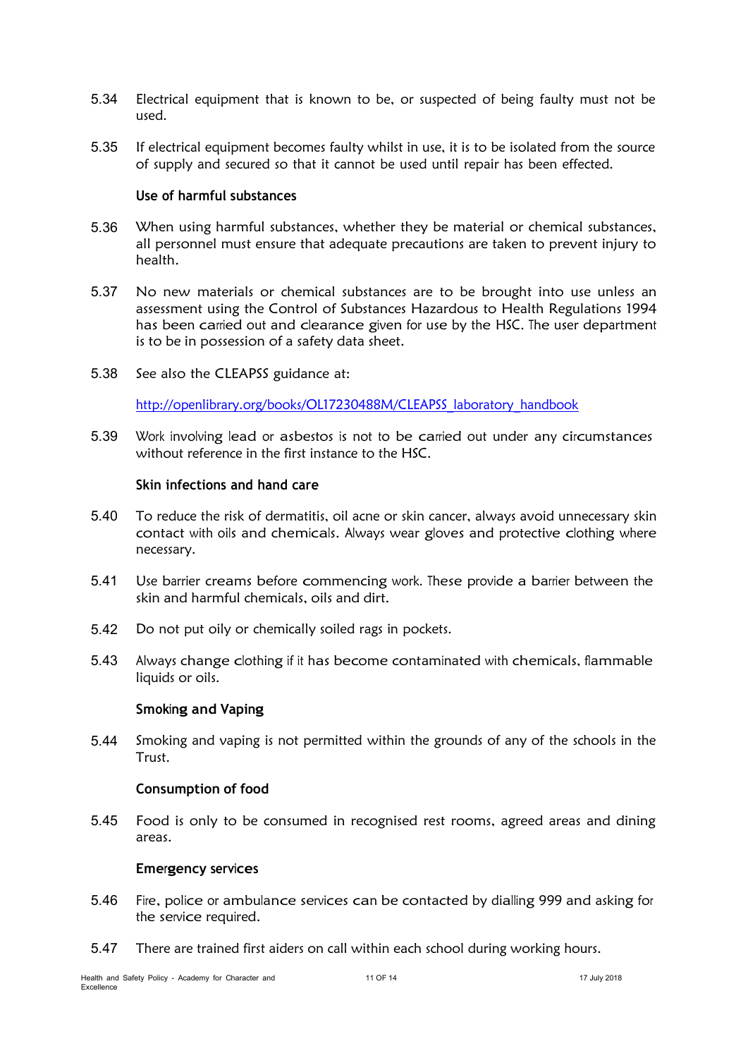5.34 Electrical equipment that is known to be, or suspected of being faulty must not be used.

5.35 If electrical equipment becomes faulty whilst in use, it is to be isolated from the source of supply and secured so that it cannot be used until repair has been effected.

**Use of harmful substances**

5.36 When using harmful substances, whether they be material or chemical substances, all personnel must ensure that adequate precautions are taken to prevent injury to health.

5.37 No new materials or chemical substances are to be brought into use unless an assessment using the Control of Substances Hazardous to Health Regulations 1994 has been carried out and clearance given for use by the HSC. The user department is to be in possession of a safety data sheet.

5.38 See also the CLEAPSS guidance at:

[http://openlibrary.org/books/OL17230488M/CLEAPSS_laboratory_handbook](http://openlibrary.org/books/OL17230488M/CLEAPSS_laboratory_handbook)

5.39 Work involving lead or asbestos is not to be carried out under any circumstances without reference in the first instance to the HSC.

**Skin infections and hand care**

5.40 To reduce the risk of dermatitis, oil acne or skin cancer, always avoid unnecessary skin contact with oils and chemicals. Always wear gloves and protective clothing where necessary.

5.41 Use barrier creams before commencing work. These provide a barrier between the skin and harmful chemicals, oils and dirt.

5.42 Do not put oily or chemically soiled rags in pockets.

5.43 Always change clothing if it has become contaminated with chemicals, flammable liquids or oils.

**Smoking and Vaping**

5.44 Smoking and vaping is not permitted within the grounds of any of the schools in the Trust.

**Consumption of food**

5.45 Food is only to be consumed in recognised rest rooms, agreed areas and dining areas.

**Emergency services**

5.46 Fire, police or ambulance services can be contacted by dialling 999 and asking for the service required.

5.47 There are trained first aiders on call within each school during working hours.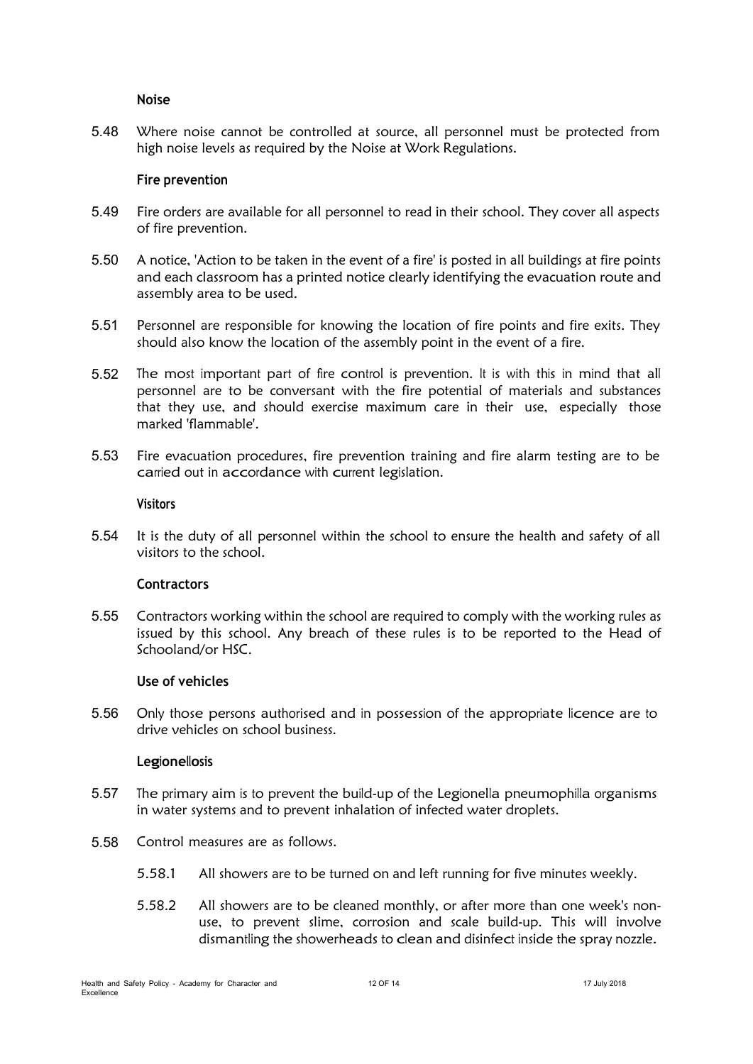### Noise

5.48 Where noise cannot be controlled at source, all personnel must be protected from high noise levels as required by the Noise at Work Regulations.

### Fire prevention

5.49 Fire orders are available for all personnel to read in their school. They cover all aspects of fire prevention.

5.50 A notice, 'Action to be taken in the event of a fire' is posted in all buildings at fire points and each classroom has a printed notice clearly identifying the evacuation route and assembly area to be used.

5.51 Personnel are responsible for knowing the location of fire points and fire exits. They should also know the location of the assembly point in the event of a fire.

5.52 The most important part of fire control is prevention. It is with this in mind that all personnel are to be conversant with the fire potential of materials and substances that they use, and should exercise maximum care in their use, especially those marked 'flammable'.

5.53 Fire evacuation procedures, fire prevention training and fire alarm testing are to be carried out in accordance with current legislation.

### Visitors

5.54 It is the duty of all personnel within the school to ensure the health and safety of all visitors to the school.

### Contractors

5.55 Contractors working within the school are required to comply with the working rules as issued by this school. Any breach of these rules is to be reported to the Head of Schooland/or HSC.

### Use of vehicles

5.56 Only those persons authorised and in possession of the appropriate licence are to drive vehicles on school business.

### Legionellosis

5.57 The primary aim is to prevent the build-up of the Legionella pneumophilla organisms in water systems and to prevent inhalation of infected water droplets.

5.58 Control measures are as follows.

5.58.1 All showers are to be turned on and left running for five minutes weekly.

5.58.2 All showers are to be cleaned monthly, or after more than one week's non-use, to prevent slime, corrosion and scale build-up. This will involve dismantling the showerheads to clean and disinfect inside the spray nozzle.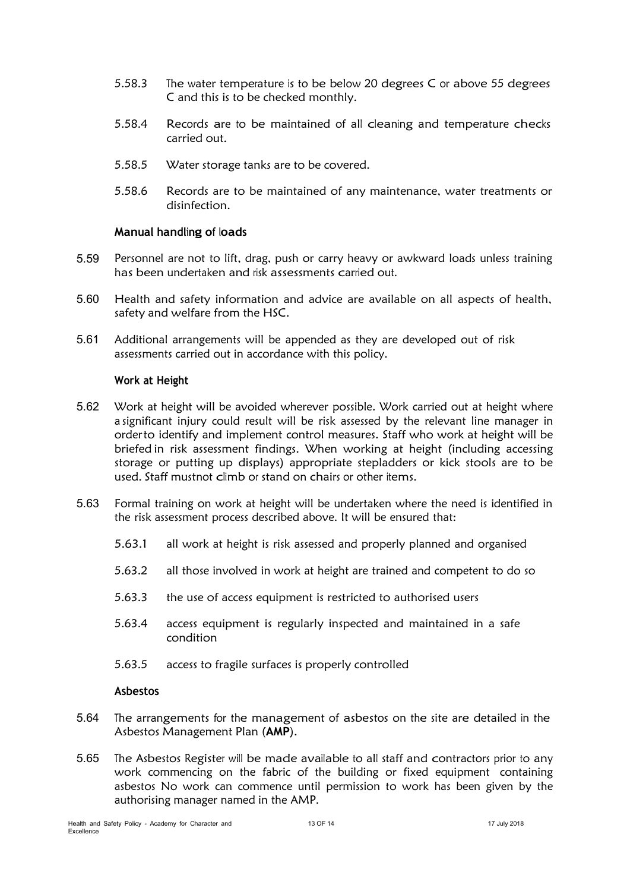5.58.3 The water temperature is to be below 20 degrees C or above 55 degrees C and this is to be checked monthly.

5.58.4 Records are to be maintained of all cleaning and temperature checks carried out.

5.58.5 Water storage tanks are to be covered.

5.58.6 Records are to be maintained of any maintenance, water treatments or disinfection.

### Manual handling of loads

5.59 Personnel are not to lift, drag, push or carry heavy or awkward loads unless training has been undertaken and risk assessments carried out.

5.60 Health and safety information and advice are available on all aspects of health, safety and welfare from the HSC.

5.61 Additional arrangements will be appended as they are developed out of risk assessments carried out in accordance with this policy.

### Work at Height

5.62 Work at height will be avoided wherever possible. Work carried out at height where a significant injury could result will be risk assessed by the relevant line manager in order to identify and implement control measures. Staff who work at height will be briefed in risk assessment findings. When working at height (including accessing storage or putting up displays) appropriate stepladders or kick stools are to be used. Staff must not climb or stand on chairs or other items.

5.63 Formal training on work at height will be undertaken where the need is identified in the risk assessment process described above. It will be ensured that:

5.63.1 all work at height is risk assessed and properly planned and organised

5.63.2 all those involved in work at height are trained and competent to do so

5.63.3 the use of access equipment is restricted to authorised users

5.63.4 access equipment is regularly inspected and maintained in a safe condition

5.63.5 access to fragile surfaces is properly controlled

### Asbestos

5.64 The arrangements for the management of asbestos on the site are detailed in the Asbestos Management Plan (**AMP**).

5.65 The Asbestos Register will be made available to all staff and contractors prior to any work commencing on the fabric of the building or fixed equipment containing asbestos No work can commence until permission to work has been given by the authorising manager named in the AMP.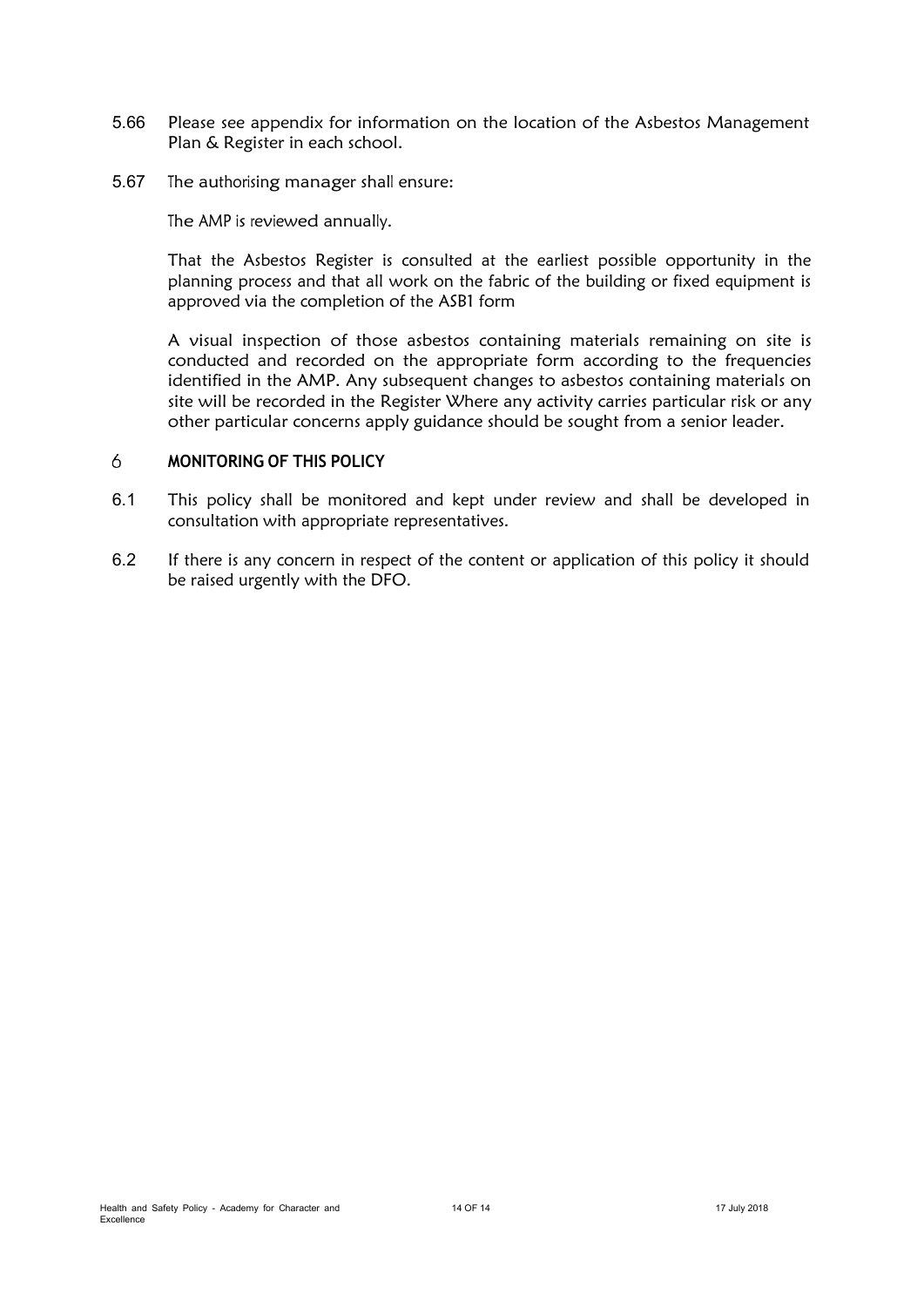5.66 Please see appendix for information on the location of the Asbestos Management Plan & Register in each school.

5.67 The authorising manager shall ensure:

The AMP is reviewed annually.

That the Asbestos Register is consulted at the earliest possible opportunity in the planning process and that all work on the fabric of the building or fixed equipment is approved via the completion of the ASB1 form

A visual inspection of those asbestos containing materials remaining on site is conducted and recorded on the appropriate form according to the frequencies identified in the AMP. Any subsequent changes to asbestos containing materials on site will be recorded in the Register Where any activity carries particular risk or any other particular concerns apply guidance should be sought from a senior leader.

## 6 MONITORING OF THIS POLICY

6.1 This policy shall be monitored and kept under review and shall be developed in consultation with appropriate representatives.

6.2 If there is any concern in respect of the content or application of this policy it should be raised urgently with the DFO.